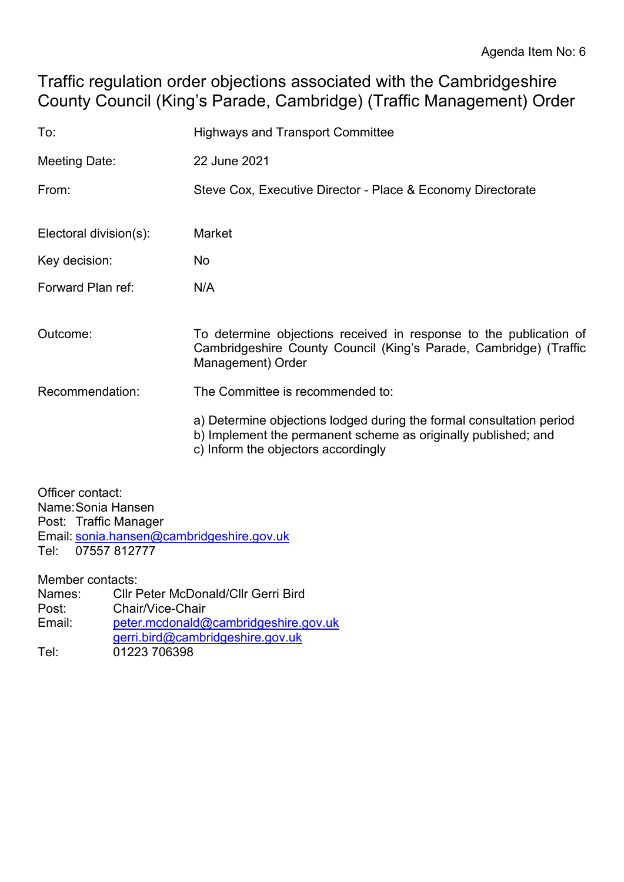Agenda Item No: 6

# Traffic regulation order objections associated with the Cambridgeshire County Council (King's Parade, Cambridge) (Traffic Management) Order

| | |
|---|---|
| To: | Highways and Transport Committee |
| Meeting Date: | 22 June 2021 |
| From: | Steve Cox, Executive Director - Place & Economy Directorate |
| Electoral division(s): | Market |
| Key decision: | No |
| Forward Plan ref: | N/A |
| Outcome: | To determine objections received in response to the publication of Cambridgeshire County Council (King's Parade, Cambridge) (Traffic Management) Order |
| Recommendation: | The Committee is recommended to:<br><br>a) Determine objections lodged during the formal consultation period<br>b) Implement the permanent scheme as originally published; and<br>c) Inform the objectors accordingly |

Officer contact:
Name: Sonia Hansen
Post: Traffic Manager
Email: sonia.hansen@cambridgeshire.gov.uk
Tel: 07557 812777

Member contacts:
Names: Cllr Peter McDonald/Cllr Gerri Bird
Post: Chair/Vice-Chair
Email: peter.mcdonald@cambridgeshire.gov.uk
gerri.bird@cambridgeshire.gov.uk
Tel: 01223 706398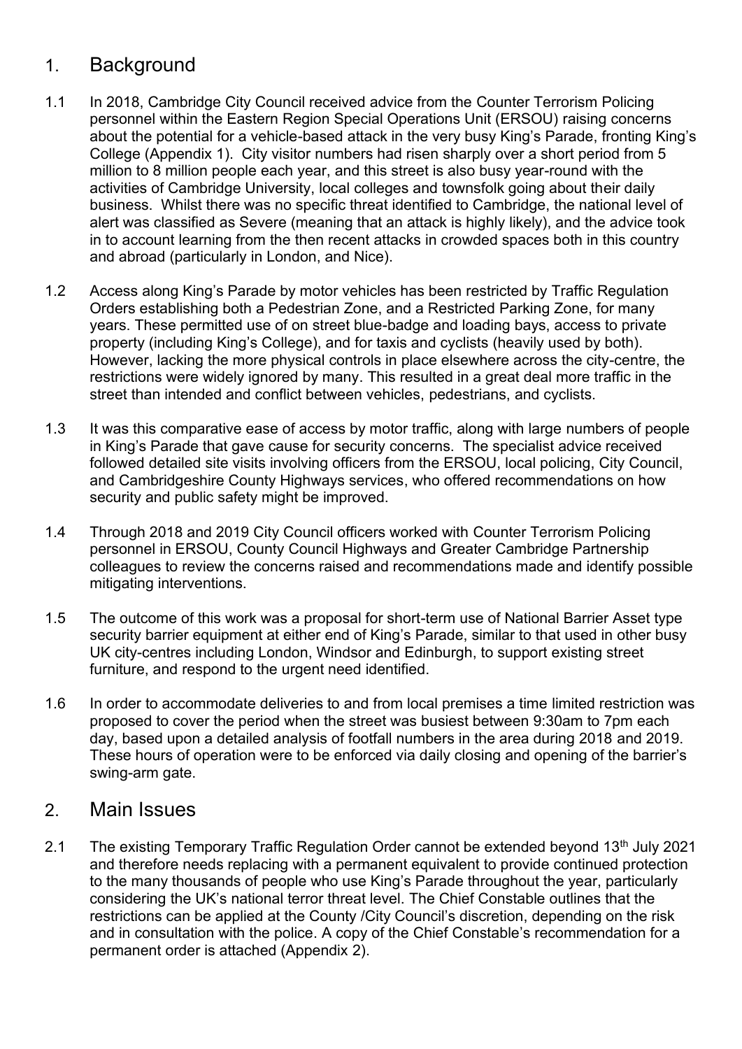## 1. Background

1.1 In 2018, Cambridge City Council received advice from the Counter Terrorism Policing personnel within the Eastern Region Special Operations Unit (ERSOU) raising concerns about the potential for a vehicle-based attack in the very busy King's Parade, fronting King's College (Appendix 1). City visitor numbers had risen sharply over a short period from 5 million to 8 million people each year, and this street is also busy year-round with the activities of Cambridge University, local colleges and townsfolk going about their daily business. Whilst there was no specific threat identified to Cambridge, the national level of alert was classified as Severe (meaning that an attack is highly likely), and the advice took in to account learning from the then recent attacks in crowded spaces both in this country and abroad (particularly in London, and Nice).

1.2 Access along King's Parade by motor vehicles has been restricted by Traffic Regulation Orders establishing both a Pedestrian Zone, and a Restricted Parking Zone, for many years. These permitted use of on street blue-badge and loading bays, access to private property (including King's College), and for taxis and cyclists (heavily used by both). However, lacking the more physical controls in place elsewhere across the city-centre, the restrictions were widely ignored by many. This resulted in a great deal more traffic in the street than intended and conflict between vehicles, pedestrians, and cyclists.

1.3 It was this comparative ease of access by motor traffic, along with large numbers of people in King's Parade that gave cause for security concerns. The specialist advice received followed detailed site visits involving officers from the ERSOU, local policing, City Council, and Cambridgeshire County Highways services, who offered recommendations on how security and public safety might be improved.

1.4 Through 2018 and 2019 City Council officers worked with Counter Terrorism Policing personnel in ERSOU, County Council Highways and Greater Cambridge Partnership colleagues to review the concerns raised and recommendations made and identify possible mitigating interventions.

1.5 The outcome of this work was a proposal for short-term use of National Barrier Asset type security barrier equipment at either end of King's Parade, similar to that used in other busy UK city-centres including London, Windsor and Edinburgh, to support existing street furniture, and respond to the urgent need identified.

1.6 In order to accommodate deliveries to and from local premises a time limited restriction was proposed to cover the period when the street was busiest between 9:30am to 7pm each day, based upon a detailed analysis of footfall numbers in the area during 2018 and 2019. These hours of operation were to be enforced via daily closing and opening of the barrier's swing-arm gate.

## 2. Main Issues

2.1 The existing Temporary Traffic Regulation Order cannot be extended beyond 13th July 2021 and therefore needs replacing with a permanent equivalent to provide continued protection to the many thousands of people who use King's Parade throughout the year, particularly considering the UK's national terror threat level. The Chief Constable outlines that the restrictions can be applied at the County /City Council's discretion, depending on the risk and in consultation with the police. A copy of the Chief Constable's recommendation for a permanent order is attached (Appendix 2).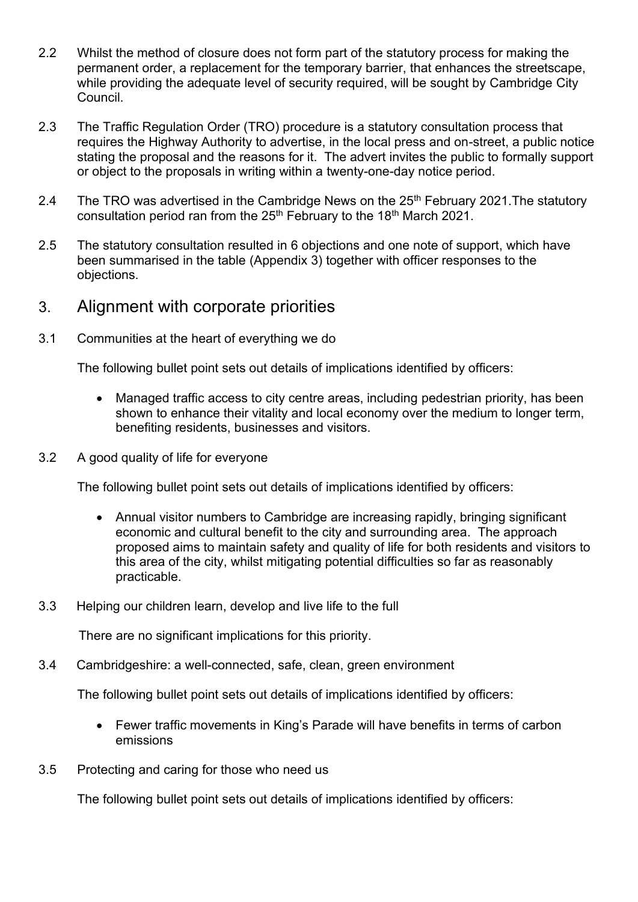2.2 Whilst the method of closure does not form part of the statutory process for making the permanent order, a replacement for the temporary barrier, that enhances the streetscape, while providing the adequate level of security required, will be sought by Cambridge City Council.

2.3 The Traffic Regulation Order (TRO) procedure is a statutory consultation process that requires the Highway Authority to advertise, in the local press and on-street, a public notice stating the proposal and the reasons for it. The advert invites the public to formally support or object to the proposals in writing within a twenty-one-day notice period.

2.4 The TRO was advertised in the Cambridge News on the 25th February 2021.The statutory consultation period ran from the 25th February to the 18th March 2021.

2.5 The statutory consultation resulted in 6 objections and one note of support, which have been summarised in the table (Appendix 3) together with officer responses to the objections.

## 3. Alignment with corporate priorities

3.1 Communities at the heart of everything we do

The following bullet point sets out details of implications identified by officers:

- Managed traffic access to city centre areas, including pedestrian priority, has been shown to enhance their vitality and local economy over the medium to longer term, benefiting residents, businesses and visitors.

3.2 A good quality of life for everyone

The following bullet point sets out details of implications identified by officers:

- Annual visitor numbers to Cambridge are increasing rapidly, bringing significant economic and cultural benefit to the city and surrounding area. The approach proposed aims to maintain safety and quality of life for both residents and visitors to this area of the city, whilst mitigating potential difficulties so far as reasonably practicable.

3.3 Helping our children learn, develop and live life to the full

There are no significant implications for this priority.

3.4 Cambridgeshire: a well-connected, safe, clean, green environment

The following bullet point sets out details of implications identified by officers:

- Fewer traffic movements in King's Parade will have benefits in terms of carbon emissions

3.5 Protecting and caring for those who need us

The following bullet point sets out details of implications identified by officers: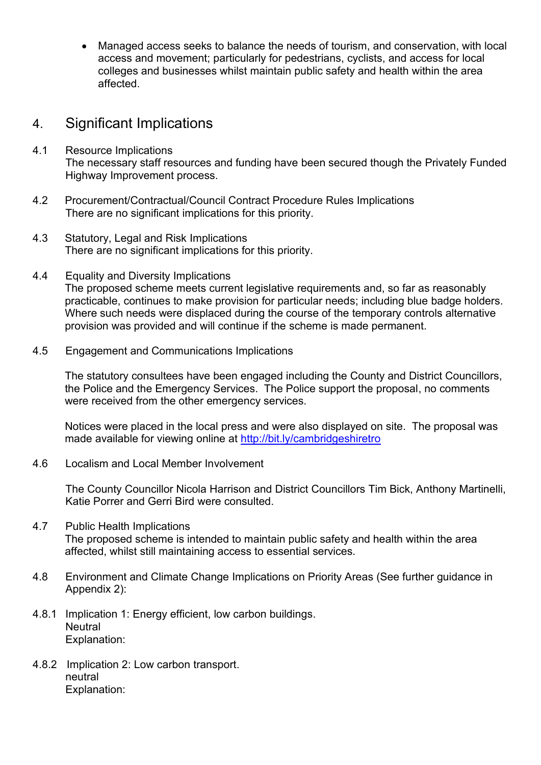- Managed access seeks to balance the needs of tourism, and conservation, with local access and movement; particularly for pedestrians, cyclists, and access for local colleges and businesses whilst maintain public safety and health within the area affected.

## 4. Significant Implications

4.1 Resource Implications
The necessary staff resources and funding have been secured though the Privately Funded Highway Improvement process.

4.2 Procurement/Contractual/Council Contract Procedure Rules Implications
There are no significant implications for this priority.

4.3 Statutory, Legal and Risk Implications
There are no significant implications for this priority.

4.4 Equality and Diversity Implications
The proposed scheme meets current legislative requirements and, so far as reasonably practicable, continues to make provision for particular needs; including blue badge holders. Where such needs were displaced during the course of the temporary controls alternative provision was provided and will continue if the scheme is made permanent.

4.5 Engagement and Communications Implications

The statutory consultees have been engaged including the County and District Councillors, the Police and the Emergency Services. The Police support the proposal, no comments were received from the other emergency services.

Notices were placed in the local press and were also displayed on site. The proposal was made available for viewing online at [http://bit.ly/cambridgeshiretro](http://bit.ly/cambridgeshiretro)

4.6 Localism and Local Member Involvement

The County Councillor Nicola Harrison and District Councillors Tim Bick, Anthony Martinelli, Katie Porrer and Gerri Bird were consulted.

4.7 Public Health Implications
The proposed scheme is intended to maintain public safety and health within the area affected, whilst still maintaining access to essential services.

4.8 Environment and Climate Change Implications on Priority Areas (See further guidance in Appendix 2):

4.8.1 Implication 1: Energy efficient, low carbon buildings.
Neutral
Explanation:

4.8.2 Implication 2: Low carbon transport.
neutral
Explanation: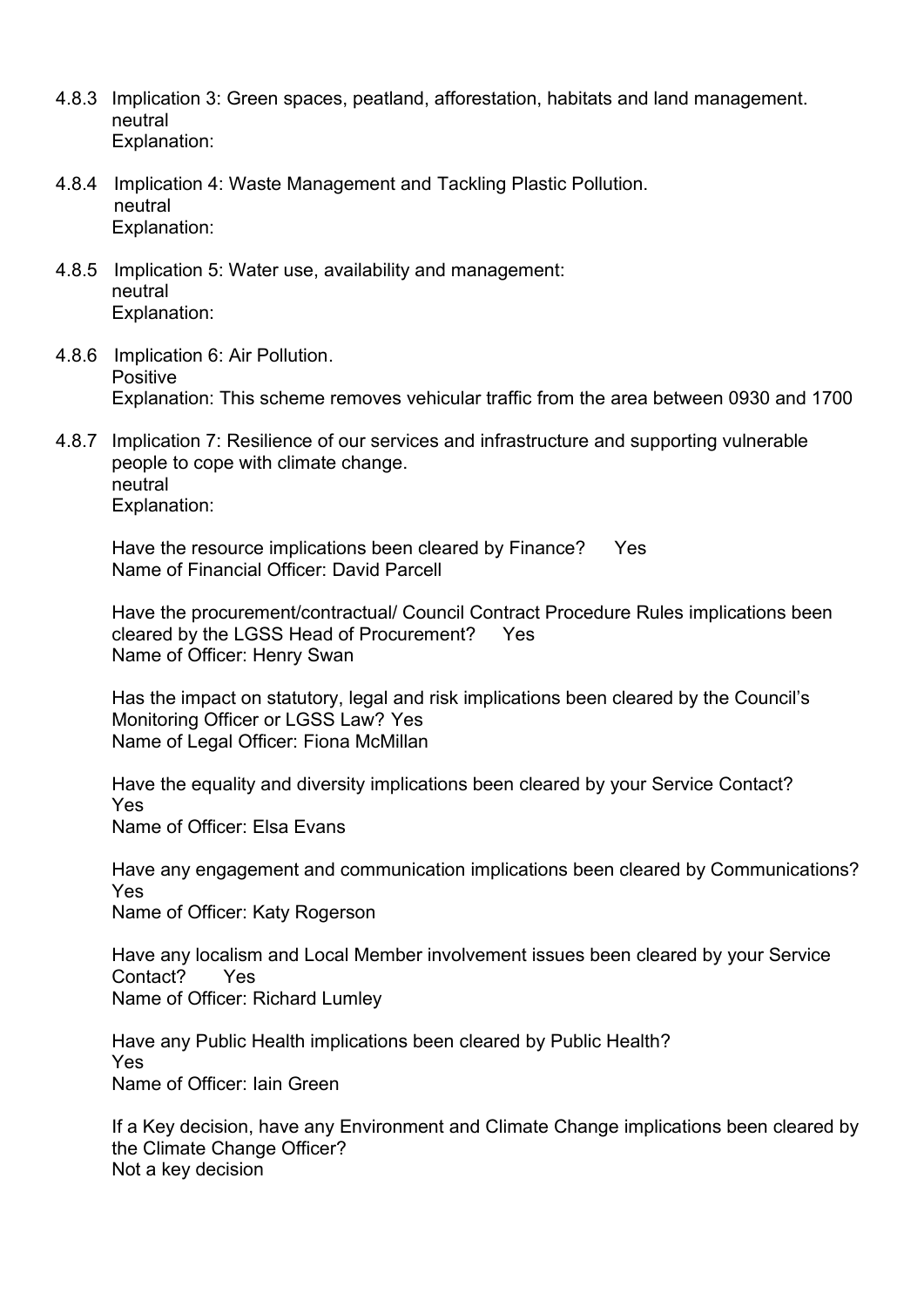4.8.3 Implication 3: Green spaces, peatland, afforestation, habitats and land management.
neutral
Explanation:

4.8.4 Implication 4: Waste Management and Tackling Plastic Pollution.
neutral
Explanation:

4.8.5 Implication 5: Water use, availability and management:
neutral
Explanation:

4.8.6 Implication 6: Air Pollution.
Positive
Explanation: This scheme removes vehicular traffic from the area between 0930 and 1700

4.8.7 Implication 7: Resilience of our services and infrastructure and supporting vulnerable people to cope with climate change.
neutral
Explanation:

Have the resource implications been cleared by Finance? Yes
Name of Financial Officer: David Parcell

Have the procurement/contractual/ Council Contract Procedure Rules implications been cleared by the LGSS Head of Procurement? Yes
Name of Officer: Henry Swan

Has the impact on statutory, legal and risk implications been cleared by the Council's Monitoring Officer or LGSS Law? Yes
Name of Legal Officer: Fiona McMillan

Have the equality and diversity implications been cleared by your Service Contact?
Yes
Name of Officer: Elsa Evans

Have any engagement and communication implications been cleared by Communications?
Yes
Name of Officer: Katy Rogerson

Have any localism and Local Member involvement issues been cleared by your Service Contact? Yes
Name of Officer: Richard Lumley

Have any Public Health implications been cleared by Public Health?
Yes
Name of Officer: Iain Green

If a Key decision, have any Environment and Climate Change implications been cleared by the Climate Change Officer?
Not a key decision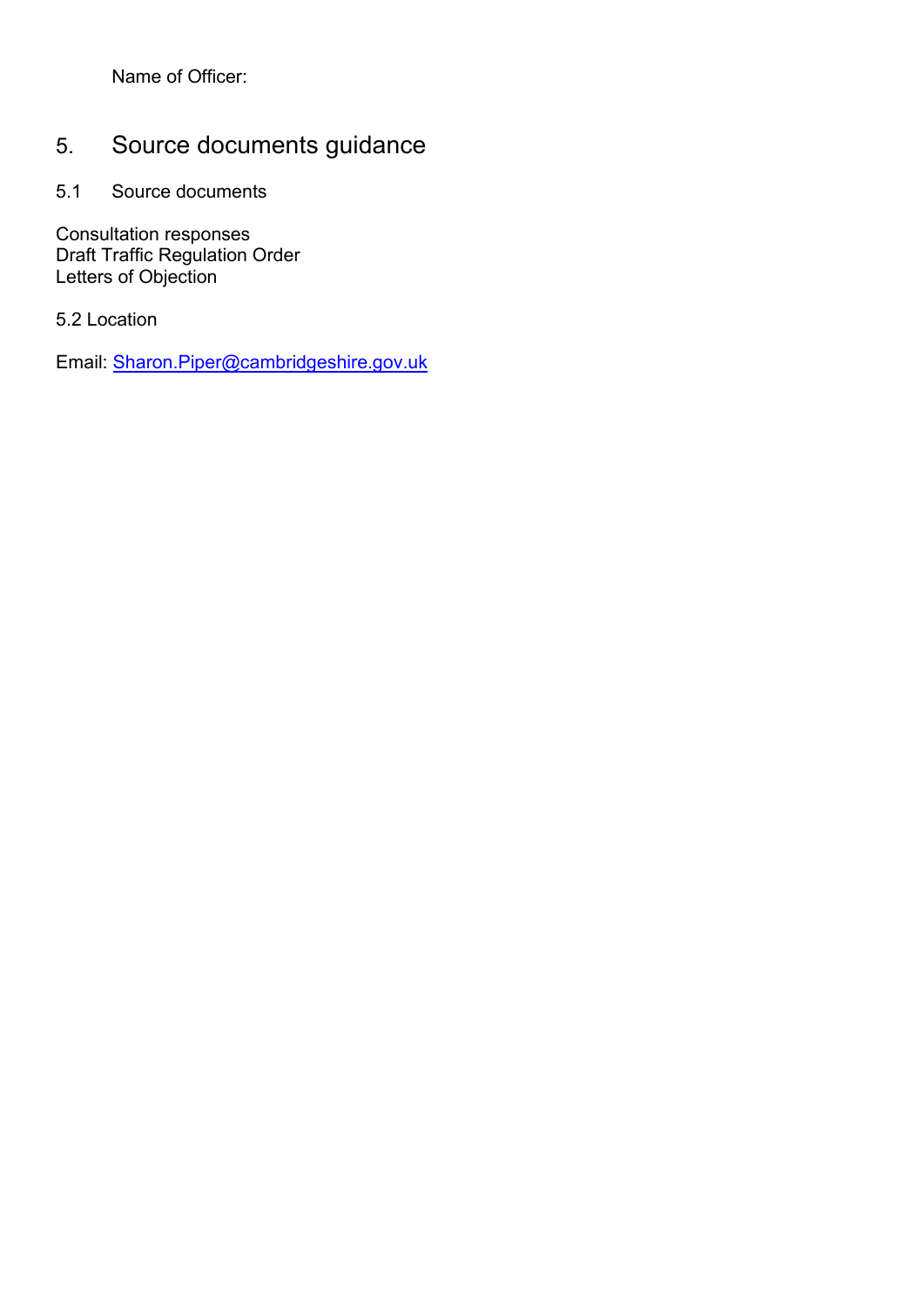Name of Officer:

## 5. Source documents guidance

### 5.1 Source documents

Consultation responses
Draft Traffic Regulation Order
Letters of Objection

### 5.2 Location

Email: Sharon.Piper@cambridgeshire.gov.uk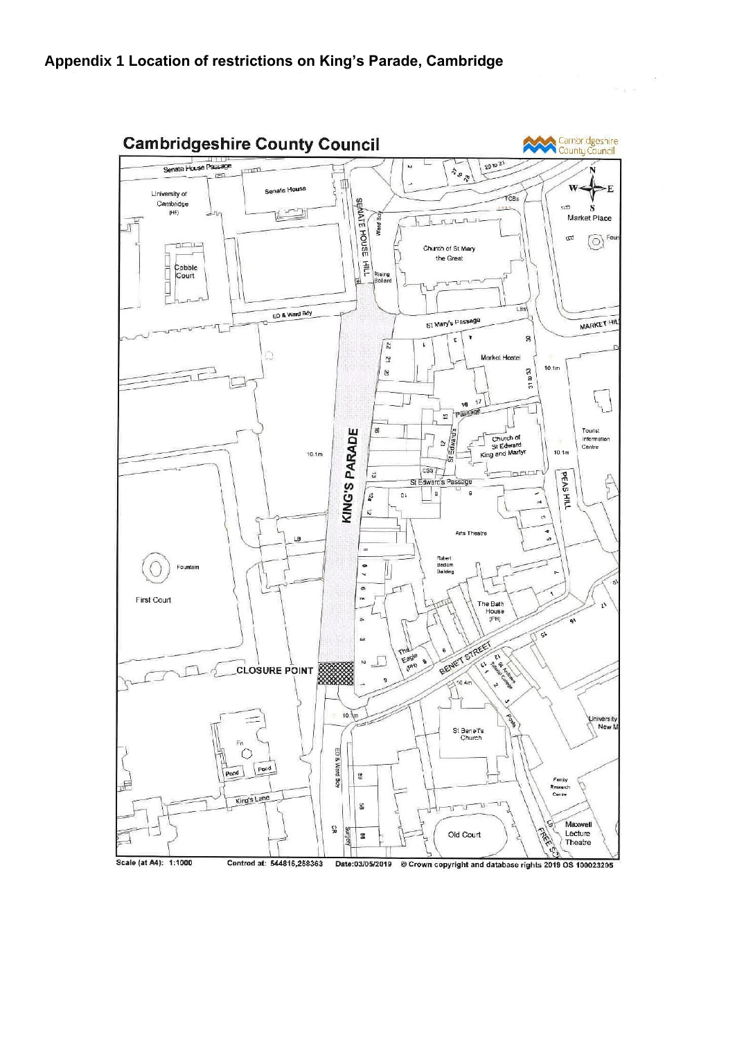## Appendix 1 Location of restrictions on King's Parade, Cambridge

**Cambridgeshire County Council**

KING'S PARADE

CLOSURE POINT

Scale (at A4): 1:1000    Centred at: 544816,258363    Date:03/05/2019    © Crown copyright and database rights 2019 OS 100023205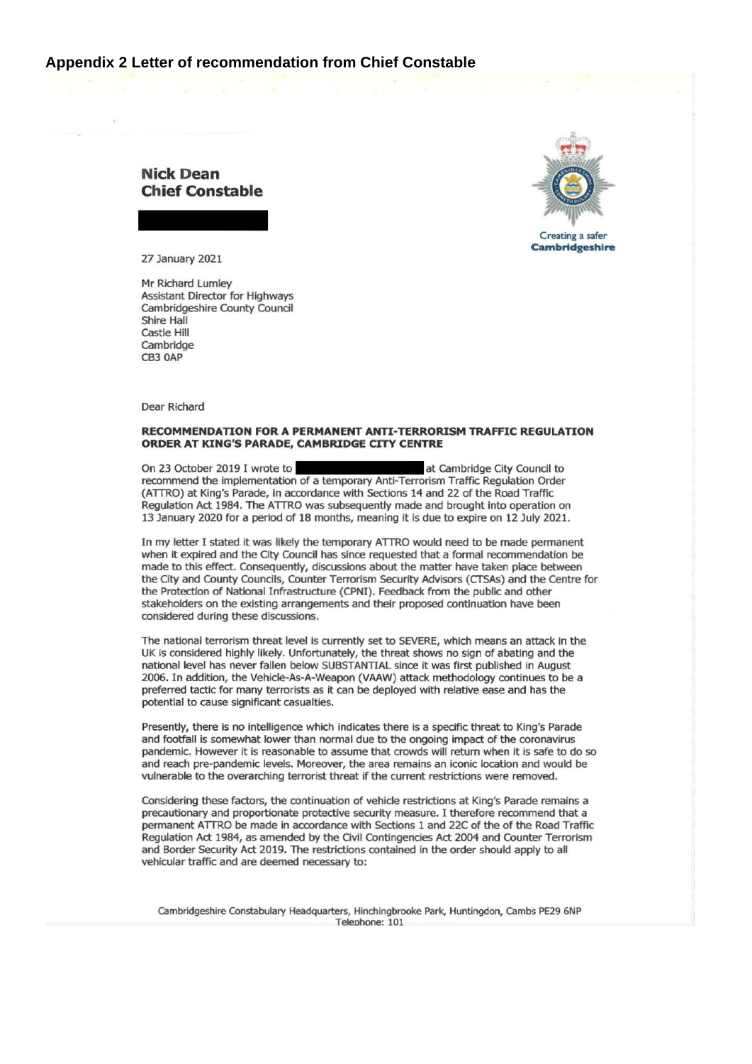## Appendix 2 Letter of recommendation from Chief Constable

**Nick Dean**
**Chief Constable**

Creating a safer **Cambridgeshire**

27 January 2021

Mr Richard Lumley
Assistant Director for Highways
Cambridgeshire County Council
Shire Hall
Castle Hill
Cambridge
CB3 0AP

Dear Richard

**RECOMMENDATION FOR A PERMANENT ANTI-TERRORISM TRAFFIC REGULATION ORDER AT KING'S PARADE, CAMBRIDGE CITY CENTRE**

On 23 October 2019 I wrote to [redacted] at Cambridge City Council to recommend the implementation of a temporary Anti-Terrorism Traffic Regulation Order (ATTRO) at King's Parade, in accordance with Sections 14 and 22 of the Road Traffic Regulation Act 1984. The ATTRO was subsequently made and brought into operation on 13 January 2020 for a period of 18 months, meaning it is due to expire on 12 July 2021.

In my letter I stated it was likely the temporary ATTRO would need to be made permanent when it expired and the City Council has since requested that a formal recommendation be made to this effect. Consequently, discussions about the matter have taken place between the City and County Councils, Counter Terrorism Security Advisors (CTSAs) and the Centre for the Protection of National Infrastructure (CPNI). Feedback from the public and other stakeholders on the existing arrangements and their proposed continuation have been considered during these discussions.

The national terrorism threat level is currently set to SEVERE, which means an attack in the UK is considered highly likely. Unfortunately, the threat shows no sign of abating and the national level has never fallen below SUBSTANTIAL since it was first published in August 2006. In addition, the Vehicle-As-A-Weapon (VAAW) attack methodology continues to be a preferred tactic for many terrorists as it can be deployed with relative ease and has the potential to cause significant casualties.

Presently, there is no intelligence which indicates there is a specific threat to King's Parade and footfall is somewhat lower than normal due to the ongoing impact of the coronavirus pandemic. However it is reasonable to assume that crowds will return when it is safe to do so and reach pre-pandemic levels. Moreover, the area remains an iconic location and would be vulnerable to the overarching terrorist threat if the current restrictions were removed.

Considering these factors, the continuation of vehicle restrictions at King's Parade remains a precautionary and proportionate protective security measure. I therefore recommend that a permanent ATTRO be made in accordance with Sections 1 and 22C of the of the Road Traffic Regulation Act 1984, as amended by the Civil Contingencies Act 2004 and Counter Terrorism and Border Security Act 2019. The restrictions contained in the order should apply to all vehicular traffic and are deemed necessary to:

Cambridgeshire Constabulary Headquarters, Hinchingbrooke Park, Huntingdon, Cambs PE29 6NP
Telephone: 101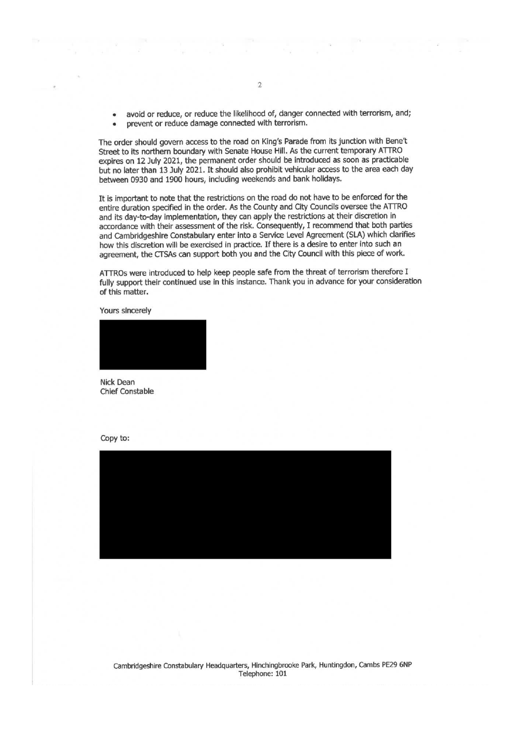- avoid or reduce, or reduce the likelihood of, danger connected with terrorism, and;
- prevent or reduce damage connected with terrorism.

The order should govern access to the road on King's Parade from its junction with Bene't Street to its northern boundary with Senate House Hill. As the current temporary ATTRO expires on 12 July 2021, the permanent order should be introduced as soon as practicable but no later than 13 July 2021. It should also prohibit vehicular access to the area each day between 0930 and 1900 hours, including weekends and bank holidays.

It is important to note that the restrictions on the road do not have to be enforced for the entire duration specified in the order. As the County and City Councils oversee the ATTRO and its day-to-day implementation, they can apply the restrictions at their discretion in accordance with their assessment of the risk. Consequently, I recommend that both parties and Cambridgeshire Constabulary enter into a Service Level Agreement (SLA) which clarifies how this discretion will be exercised in practice. If there is a desire to enter into such an agreement, the CTSAs can support both you and the City Council with this piece of work.

ATTROs were introduced to help keep people safe from the threat of terrorism therefore I fully support their continued use in this instance. Thank you in advance for your consideration of this matter.

Yours sincerely

Nick Dean
Chief Constable

Copy to:

Cambridgeshire Constabulary Headquarters, Hinchingbrooke Park, Huntingdon, Cambs PE29 6NP
Telephone: 101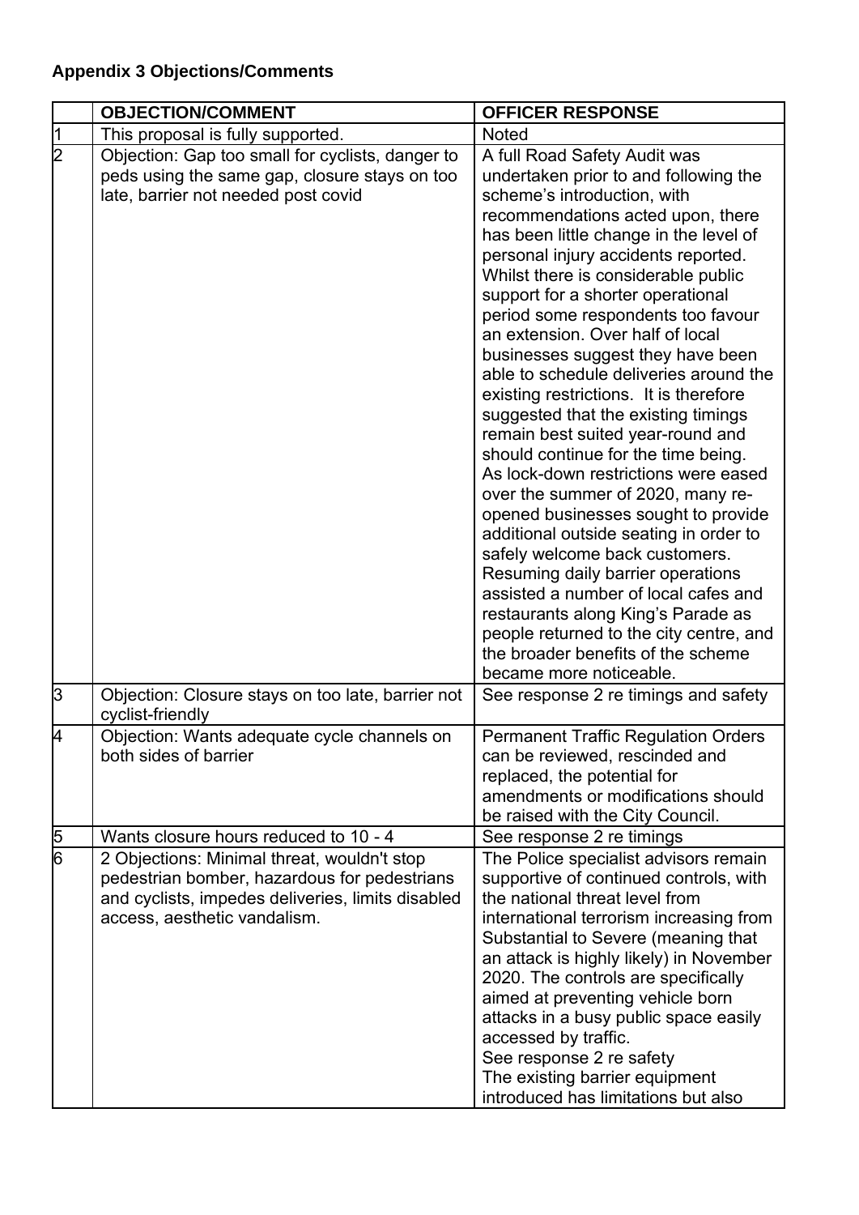**Appendix 3 Objections/Comments**

| | OBJECTION/COMMENT | OFFICER RESPONSE |
|---|---|---|
| 1 | This proposal is fully supported. | Noted |
| 2 | Objection: Gap too small for cyclists, danger to peds using the same gap, closure stays on too late, barrier not needed post covid | A full Road Safety Audit was undertaken prior to and following the scheme's introduction, with recommendations acted upon, there has been little change in the level of personal injury accidents reported. Whilst there is considerable public support for a shorter operational period some respondents too favour an extension. Over half of local businesses suggest they have been able to schedule deliveries around the existing restrictions. It is therefore suggested that the existing timings remain best suited year-round and should continue for the time being. As lock-down restrictions were eased over the summer of 2020, many re-opened businesses sought to provide additional outside seating in order to safely welcome back customers. Resuming daily barrier operations assisted a number of local cafes and restaurants along King's Parade as people returned to the city centre, and the broader benefits of the scheme became more noticeable. |
| 3 | Objection: Closure stays on too late, barrier not cyclist-friendly | See response 2 re timings and safety |
| 4 | Objection: Wants adequate cycle channels on both sides of barrier | Permanent Traffic Regulation Orders can be reviewed, rescinded and replaced, the potential for amendments or modifications should be raised with the City Council. |
| 5 | Wants closure hours reduced to 10 - 4 | See response 2 re timings |
| 6 | 2 Objections: Minimal threat, wouldn't stop pedestrian bomber, hazardous for pedestrians and cyclists, impedes deliveries, limits disabled access, aesthetic vandalism. | The Police specialist advisors remain supportive of continued controls, with the national threat level from international terrorism increasing from Substantial to Severe (meaning that an attack is highly likely) in November 2020. The controls are specifically aimed at preventing vehicle born attacks in a busy public space easily accessed by traffic. See response 2 re safety The existing barrier equipment introduced has limitations but also |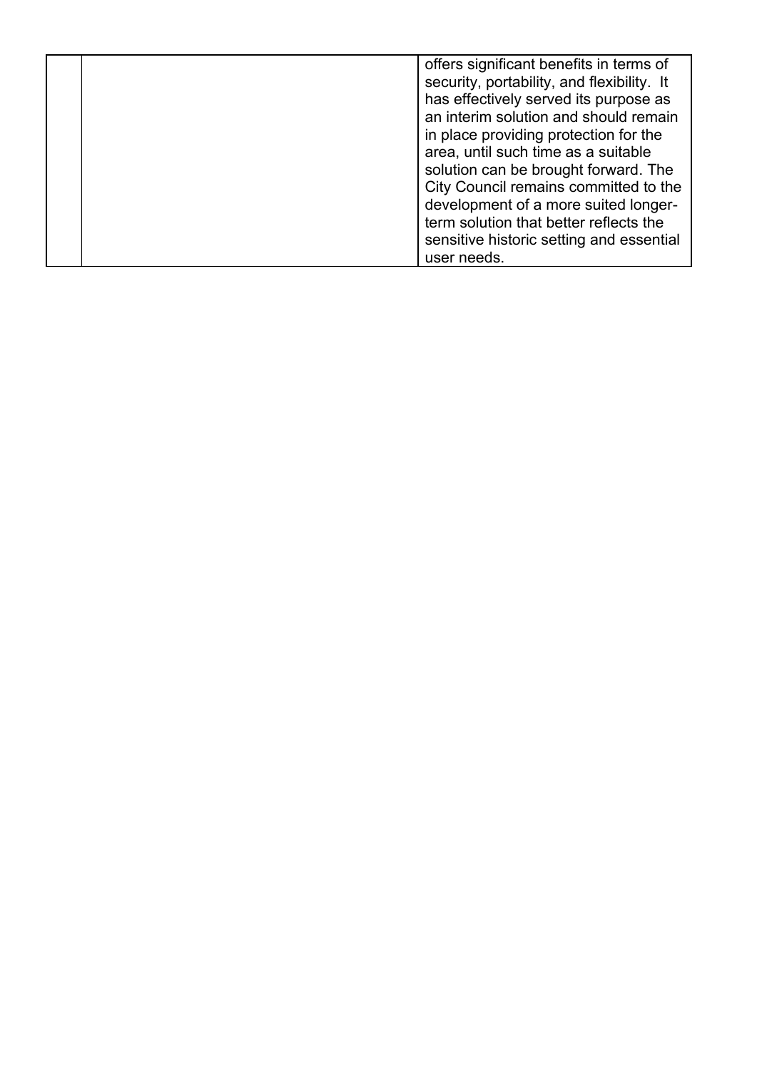| | | |
|---|---|---|
| | | offers significant benefits in terms of security, portability, and flexibility. It has effectively served its purpose as an interim solution and should remain in place providing protection for the area, until such time as a suitable solution can be brought forward. The City Council remains committed to the development of a more suited longer-term solution that better reflects the sensitive historic setting and essential user needs. |